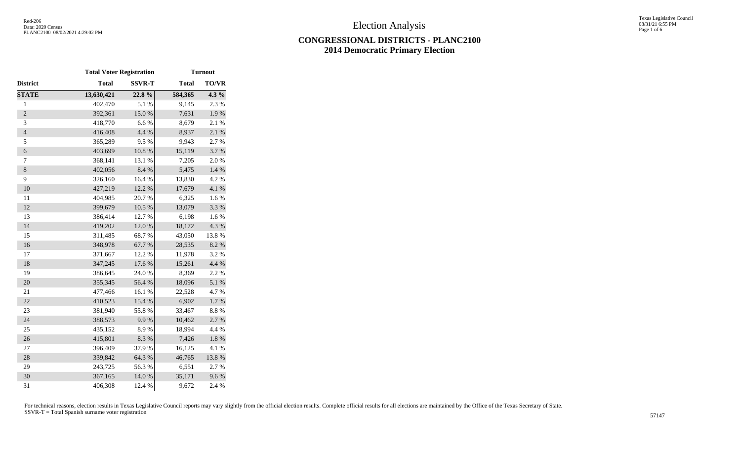# Election Analysis

## CONGRESSIONAL DISTRICTS - PLANC2100
## 2014 Democratic Primary Election

| | Total Voter Registration | | Turnout | |
|---|---|---|---|---|
| **District** | **Total** | **SSVR-T** | **Total** | **TO/VR** |
| **STATE** | **13,630,421** | **22.8 %** | **584,365** | **4.3 %** |
| 1 | 402,470 | 5.1 % | 9,145 | 2.3 % |
| 2 | 392,361 | 15.0 % | 7,631 | 1.9 % |
| 3 | 418,770 | 6.6 % | 8,679 | 2.1 % |
| 4 | 416,408 | 4.4 % | 8,937 | 2.1 % |
| 5 | 365,289 | 9.5 % | 9,943 | 2.7 % |
| 6 | 403,699 | 10.8 % | 15,119 | 3.7 % |
| 7 | 368,141 | 13.1 % | 7,205 | 2.0 % |
| 8 | 402,056 | 8.4 % | 5,475 | 1.4 % |
| 9 | 326,160 | 16.4 % | 13,830 | 4.2 % |
| 10 | 427,219 | 12.2 % | 17,679 | 4.1 % |
| 11 | 404,985 | 20.7 % | 6,325 | 1.6 % |
| 12 | 399,679 | 10.5 % | 13,079 | 3.3 % |
| 13 | 386,414 | 12.7 % | 6,198 | 1.6 % |
| 14 | 419,202 | 12.0 % | 18,172 | 4.3 % |
| 15 | 311,485 | 68.7 % | 43,050 | 13.8 % |
| 16 | 348,978 | 67.7 % | 28,535 | 8.2 % |
| 17 | 371,667 | 12.2 % | 11,978 | 3.2 % |
| 18 | 347,245 | 17.6 % | 15,261 | 4.4 % |
| 19 | 386,645 | 24.0 % | 8,369 | 2.2 % |
| 20 | 355,345 | 56.4 % | 18,096 | 5.1 % |
| 21 | 477,466 | 16.1 % | 22,528 | 4.7 % |
| 22 | 410,523 | 15.4 % | 6,902 | 1.7 % |
| 23 | 381,940 | 55.8 % | 33,467 | 8.8 % |
| 24 | 388,573 | 9.9 % | 10,462 | 2.7 % |
| 25 | 435,152 | 8.9 % | 18,994 | 4.4 % |
| 26 | 415,801 | 8.3 % | 7,426 | 1.8 % |
| 27 | 396,409 | 37.9 % | 16,125 | 4.1 % |
| 28 | 339,842 | 64.3 % | 46,765 | 13.8 % |
| 29 | 243,725 | 56.3 % | 6,551 | 2.7 % |
| 30 | 367,165 | 14.0 % | 35,171 | 9.6 % |
| 31 | 406,308 | 12.4 % | 9,672 | 2.4 % |

For technical reasons, election results in Texas Legislative Council reports may vary slightly from the official election results. Complete official results for all elections are maintained by the Office of the Texas Secretary of State.
SSVR-T = Total Spanish surname voter registration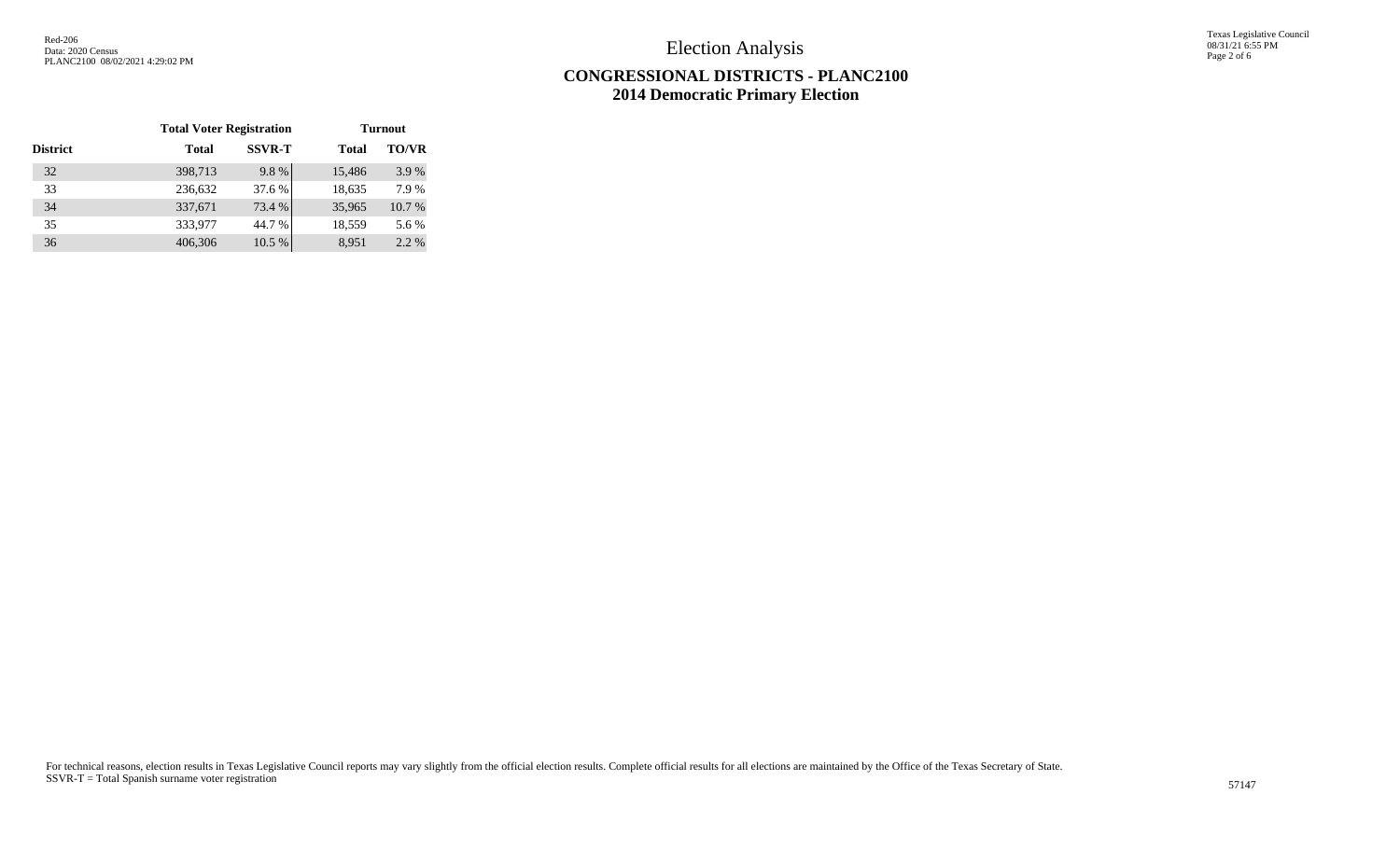# Election Analysis

## CONGRESSIONAL DISTRICTS - PLANC2100
## 2014 Democratic Primary Election

| | Total Voter Registration | | Turnout | |
|---|---|---|---|---|
| **District** | **Total** | **SSVR-T** | **Total** | **TO/VR** |
| 32 | 398,713 | 9.8 % | 15,486 | 3.9 % |
| 33 | 236,632 | 37.6 % | 18,635 | 7.9 % |
| 34 | 337,671 | 73.4 % | 35,965 | 10.7 % |
| 35 | 333,977 | 44.7 % | 18,559 | 5.6 % |
| 36 | 406,306 | 10.5 % | 8,951 | 2.2 % |

For technical reasons, election results in Texas Legislative Council reports may vary slightly from the official election results. Complete official results for all elections are maintained by the Office of the Texas Secretary of State.
SSVR-T = Total Spanish surname voter registration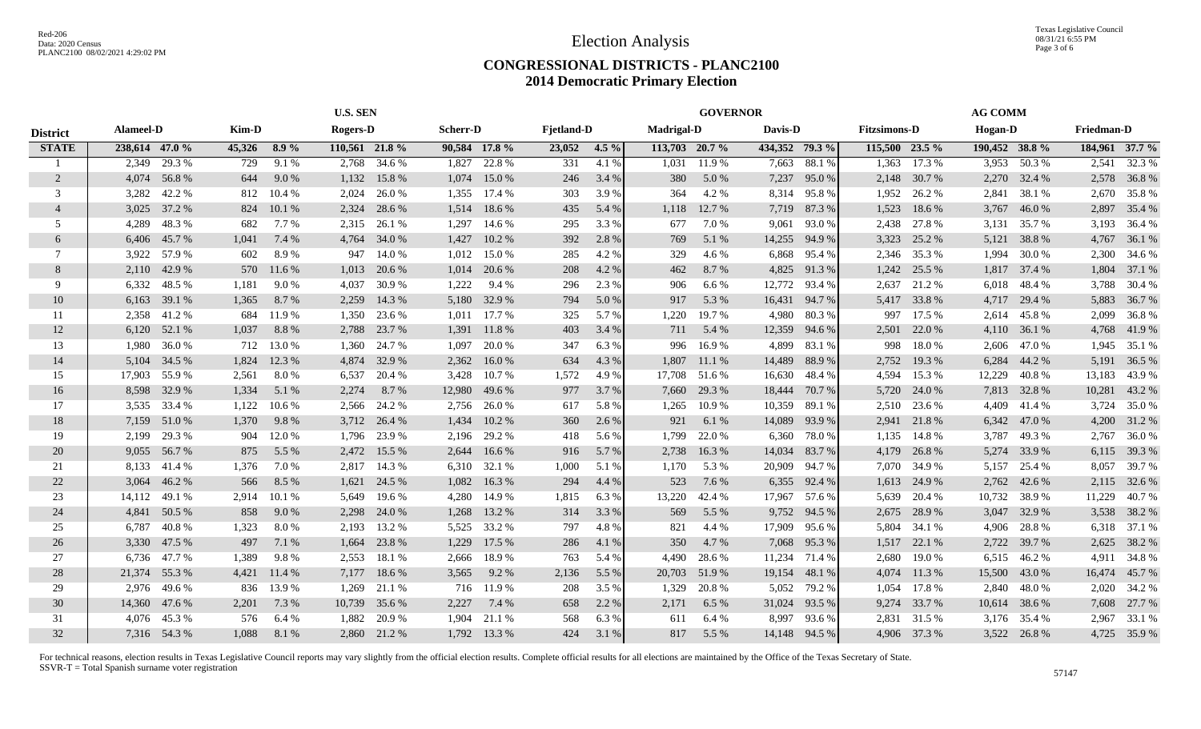# Election Analysis

## CONGRESSIONAL DISTRICTS - PLANC2100
## 2014 Democratic Primary Election

| | U.S. SEN | | | | | | | | | | GOVERNOR | | | | AG COMM | | | | | |
|---|---|---|---|---|---|---|---|---|---|---|---|---|---|---|---|---|---|---|---|---|
| District | Alameel-D | | Kim-D | | Rogers-D | | Scherr-D | | Fjetland-D | | Madrigal-D | | Davis-D | | Fitzsimons-D | | Hogan-D | | Friedman-D | |
| STATE | 238,614 | 47.0 % | 45,326 | 8.9 % | 110,561 | 21.8 % | 90,584 | 17.8 % | 23,052 | 4.5 % | 113,703 | 20.7 % | 434,352 | 79.3 % | 115,500 | 23.5 % | 190,452 | 38.8 % | 184,961 | 37.7 % |
| 1 | 2,349 | 29.3 % | 729 | 9.1 % | 2,768 | 34.6 % | 1,827 | 22.8 % | 331 | 4.1 % | 1,031 | 11.9 % | 7,663 | 88.1 % | 1,363 | 17.3 % | 3,953 | 50.3 % | 2,541 | 32.3 % |
| 2 | 4,074 | 56.8 % | 644 | 9.0 % | 1,132 | 15.8 % | 1,074 | 15.0 % | 246 | 3.4 % | 380 | 5.0 % | 7,237 | 95.0 % | 2,148 | 30.7 % | 2,270 | 32.4 % | 2,578 | 36.8 % |
| 3 | 3,282 | 42.2 % | 812 | 10.4 % | 2,024 | 26.0 % | 1,355 | 17.4 % | 303 | 3.9 % | 364 | 4.2 % | 8,314 | 95.8 % | 1,952 | 26.2 % | 2,841 | 38.1 % | 2,670 | 35.8 % |
| 4 | 3,025 | 37.2 % | 824 | 10.1 % | 2,324 | 28.6 % | 1,514 | 18.6 % | 435 | 5.4 % | 1,118 | 12.7 % | 7,719 | 87.3 % | 1,523 | 18.6 % | 3,767 | 46.0 % | 2,897 | 35.4 % |
| 5 | 4,289 | 48.3 % | 682 | 7.7 % | 2,315 | 26.1 % | 1,297 | 14.6 % | 295 | 3.3 % | 677 | 7.0 % | 9,061 | 93.0 % | 2,438 | 27.8 % | 3,131 | 35.7 % | 3,193 | 36.4 % |
| 6 | 6,406 | 45.7 % | 1,041 | 7.4 % | 4,764 | 34.0 % | 1,427 | 10.2 % | 392 | 2.8 % | 769 | 5.1 % | 14,255 | 94.9 % | 3,323 | 25.2 % | 5,121 | 38.8 % | 4,767 | 36.1 % |
| 7 | 3,922 | 57.9 % | 602 | 8.9 % | 947 | 14.0 % | 1,012 | 15.0 % | 285 | 4.2 % | 329 | 4.6 % | 6,868 | 95.4 % | 2,346 | 35.3 % | 1,994 | 30.0 % | 2,300 | 34.6 % |
| 8 | 2,110 | 42.9 % | 570 | 11.6 % | 1,013 | 20.6 % | 1,014 | 20.6 % | 208 | 4.2 % | 462 | 8.7 % | 4,825 | 91.3 % | 1,242 | 25.5 % | 1,817 | 37.4 % | 1,804 | 37.1 % |
| 9 | 6,332 | 48.5 % | 1,181 | 9.0 % | 4,037 | 30.9 % | 1,222 | 9.4 % | 296 | 2.3 % | 906 | 6.6 % | 12,772 | 93.4 % | 2,637 | 21.2 % | 6,018 | 48.4 % | 3,788 | 30.4 % |
| 10 | 6,163 | 39.1 % | 1,365 | 8.7 % | 2,259 | 14.3 % | 5,180 | 32.9 % | 794 | 5.0 % | 917 | 5.3 % | 16,431 | 94.7 % | 5,417 | 33.8 % | 4,717 | 29.4 % | 5,883 | 36.7 % |
| 11 | 2,358 | 41.2 % | 684 | 11.9 % | 1,350 | 23.6 % | 1,011 | 17.7 % | 325 | 5.7 % | 1,220 | 19.7 % | 4,980 | 80.3 % | 997 | 17.5 % | 2,614 | 45.8 % | 2,099 | 36.8 % |
| 12 | 6,120 | 52.1 % | 1,037 | 8.8 % | 2,788 | 23.7 % | 1,391 | 11.8 % | 403 | 3.4 % | 711 | 5.4 % | 12,359 | 94.6 % | 2,501 | 22.0 % | 4,110 | 36.1 % | 4,768 | 41.9 % |
| 13 | 1,980 | 36.0 % | 712 | 13.0 % | 1,360 | 24.7 % | 1,097 | 20.0 % | 347 | 6.3 % | 996 | 16.9 % | 4,899 | 83.1 % | 998 | 18.0 % | 2,606 | 47.0 % | 1,945 | 35.1 % |
| 14 | 5,104 | 34.5 % | 1,824 | 12.3 % | 4,874 | 32.9 % | 2,362 | 16.0 % | 634 | 4.3 % | 1,807 | 11.1 % | 14,489 | 88.9 % | 2,752 | 19.3 % | 6,284 | 44.2 % | 5,191 | 36.5 % |
| 15 | 17,903 | 55.9 % | 2,561 | 8.0 % | 6,537 | 20.4 % | 3,428 | 10.7 % | 1,572 | 4.9 % | 17,708 | 51.6 % | 16,630 | 48.4 % | 4,594 | 15.3 % | 12,229 | 40.8 % | 13,183 | 43.9 % |
| 16 | 8,598 | 32.9 % | 1,334 | 5.1 % | 2,274 | 8.7 % | 12,980 | 49.6 % | 977 | 3.7 % | 7,660 | 29.3 % | 18,444 | 70.7 % | 5,720 | 24.0 % | 7,813 | 32.8 % | 10,281 | 43.2 % |
| 17 | 3,535 | 33.4 % | 1,122 | 10.6 % | 2,566 | 24.2 % | 2,756 | 26.0 % | 617 | 5.8 % | 1,265 | 10.9 % | 10,359 | 89.1 % | 2,510 | 23.6 % | 4,409 | 41.4 % | 3,724 | 35.0 % |
| 18 | 7,159 | 51.0 % | 1,370 | 9.8 % | 3,712 | 26.4 % | 1,434 | 10.2 % | 360 | 2.6 % | 921 | 6.1 % | 14,089 | 93.9 % | 2,941 | 21.8 % | 6,342 | 47.0 % | 4,200 | 31.2 % |
| 19 | 2,199 | 29.3 % | 904 | 12.0 % | 1,796 | 23.9 % | 2,196 | 29.2 % | 418 | 5.6 % | 1,799 | 22.0 % | 6,360 | 78.0 % | 1,135 | 14.8 % | 3,787 | 49.3 % | 2,767 | 36.0 % |
| 20 | 9,055 | 56.7 % | 875 | 5.5 % | 2,472 | 15.5 % | 2,644 | 16.6 % | 916 | 5.7 % | 2,738 | 16.3 % | 14,034 | 83.7 % | 4,179 | 26.8 % | 5,274 | 33.9 % | 6,115 | 39.3 % |
| 21 | 8,133 | 41.4 % | 1,376 | 7.0 % | 2,817 | 14.3 % | 6,310 | 32.1 % | 1,000 | 5.1 % | 1,170 | 5.3 % | 20,909 | 94.7 % | 7,070 | 34.9 % | 5,157 | 25.4 % | 8,057 | 39.7 % |
| 22 | 3,064 | 46.2 % | 566 | 8.5 % | 1,621 | 24.5 % | 1,082 | 16.3 % | 294 | 4.4 % | 523 | 7.6 % | 6,355 | 92.4 % | 1,613 | 24.9 % | 2,762 | 42.6 % | 2,115 | 32.6 % |
| 23 | 14,112 | 49.1 % | 2,914 | 10.1 % | 5,649 | 19.6 % | 4,280 | 14.9 % | 1,815 | 6.3 % | 13,220 | 42.4 % | 17,967 | 57.6 % | 5,639 | 20.4 % | 10,732 | 38.9 % | 11,229 | 40.7 % |
| 24 | 4,841 | 50.5 % | 858 | 9.0 % | 2,298 | 24.0 % | 1,268 | 13.2 % | 314 | 3.3 % | 569 | 5.5 % | 9,752 | 94.5 % | 2,675 | 28.9 % | 3,047 | 32.9 % | 3,538 | 38.2 % |
| 25 | 6,787 | 40.8 % | 1,323 | 8.0 % | 2,193 | 13.2 % | 5,525 | 33.2 % | 797 | 4.8 % | 821 | 4.4 % | 17,909 | 95.6 % | 5,804 | 34.1 % | 4,906 | 28.8 % | 6,318 | 37.1 % |
| 26 | 3,330 | 47.5 % | 497 | 7.1 % | 1,664 | 23.8 % | 1,229 | 17.5 % | 286 | 4.1 % | 350 | 4.7 % | 7,068 | 95.3 % | 1,517 | 22.1 % | 2,722 | 39.7 % | 2,625 | 38.2 % |
| 27 | 6,736 | 47.7 % | 1,389 | 9.8 % | 2,553 | 18.1 % | 2,666 | 18.9 % | 763 | 5.4 % | 4,490 | 28.6 % | 11,234 | 71.4 % | 2,680 | 19.0 % | 6,515 | 46.2 % | 4,911 | 34.8 % |
| 28 | 21,374 | 55.3 % | 4,421 | 11.4 % | 7,177 | 18.6 % | 3,565 | 9.2 % | 2,136 | 5.5 % | 20,703 | 51.9 % | 19,154 | 48.1 % | 4,074 | 11.3 % | 15,500 | 43.0 % | 16,474 | 45.7 % |
| 29 | 2,976 | 49.6 % | 836 | 13.9 % | 1,269 | 21.1 % | 716 | 11.9 % | 208 | 3.5 % | 1,329 | 20.8 % | 5,052 | 79.2 % | 1,054 | 17.8 % | 2,840 | 48.0 % | 2,020 | 34.2 % |
| 30 | 14,360 | 47.6 % | 2,201 | 7.3 % | 10,739 | 35.6 % | 2,227 | 7.4 % | 658 | 2.2 % | 2,171 | 6.5 % | 31,024 | 93.5 % | 9,274 | 33.7 % | 10,614 | 38.6 % | 7,608 | 27.7 % |
| 31 | 4,076 | 45.3 % | 576 | 6.4 % | 1,882 | 20.9 % | 1,904 | 21.1 % | 568 | 6.3 % | 611 | 6.4 % | 8,997 | 93.6 % | 2,831 | 31.5 % | 3,176 | 35.4 % | 2,967 | 33.1 % |
| 32 | 7,316 | 54.3 % | 1,088 | 8.1 % | 2,860 | 21.2 % | 1,792 | 13.3 % | 424 | 3.1 % | 817 | 5.5 % | 14,148 | 94.5 % | 4,906 | 37.3 % | 3,522 | 26.8 % | 4,725 | 35.9 % |

For technical reasons, election results in Texas Legislative Council reports may vary slightly from the official election results. Complete official results for all elections are maintained by the Office of the Texas Secretary of State.
SSVR-T = Total Spanish surname voter registration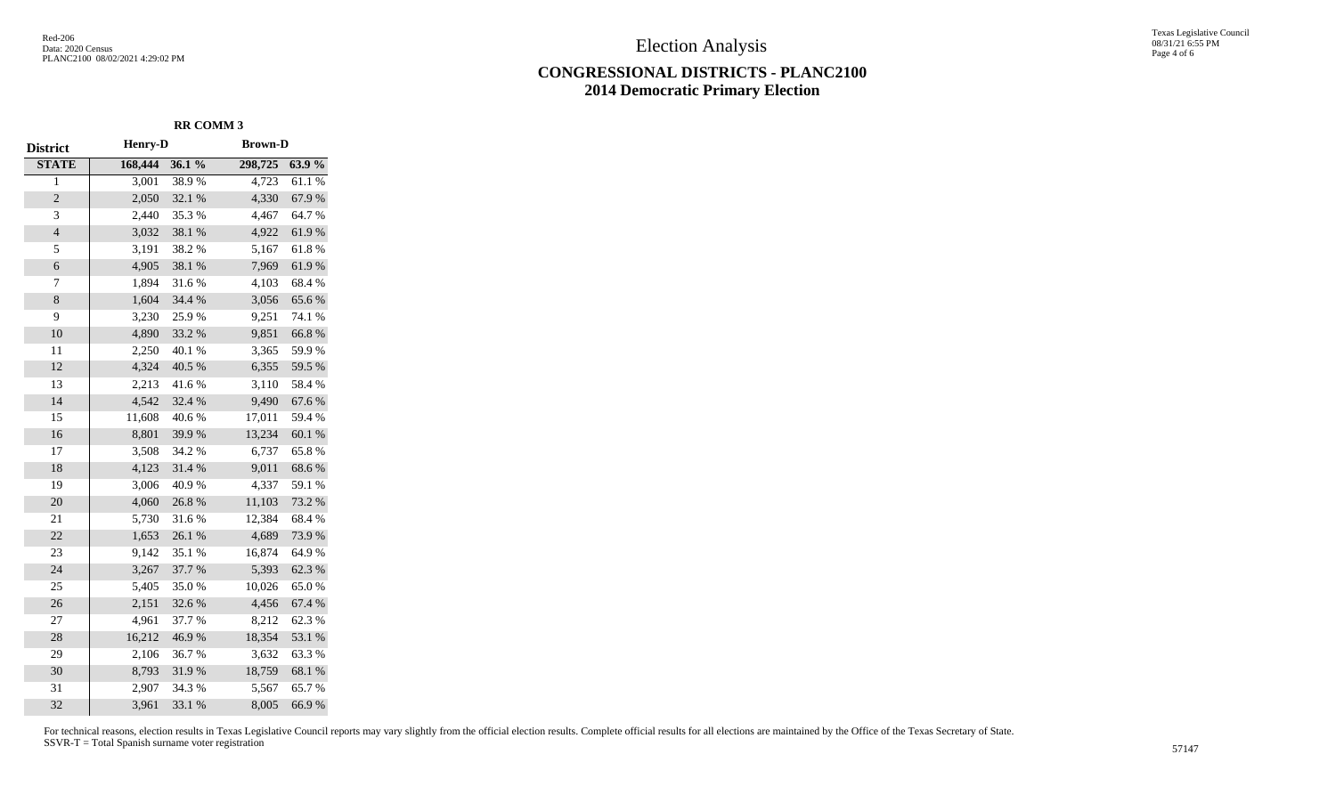# Election Analysis

## CONGRESSIONAL DISTRICTS - PLANC2100
## 2014 Democratic Primary Election

| | RR COMM 3 | | | |
|---|---|---|---|---|
| **District** | **Henry-D** | | **Brown-D** | |
| **STATE** | **168,444** | **36.1 %** | **298,725** | **63.9 %** |
| 1 | 3,001 | 38.9 % | 4,723 | 61.1 % |
| 2 | 2,050 | 32.1 % | 4,330 | 67.9 % |
| 3 | 2,440 | 35.3 % | 4,467 | 64.7 % |
| 4 | 3,032 | 38.1 % | 4,922 | 61.9 % |
| 5 | 3,191 | 38.2 % | 5,167 | 61.8 % |
| 6 | 4,905 | 38.1 % | 7,969 | 61.9 % |
| 7 | 1,894 | 31.6 % | 4,103 | 68.4 % |
| 8 | 1,604 | 34.4 % | 3,056 | 65.6 % |
| 9 | 3,230 | 25.9 % | 9,251 | 74.1 % |
| 10 | 4,890 | 33.2 % | 9,851 | 66.8 % |
| 11 | 2,250 | 40.1 % | 3,365 | 59.9 % |
| 12 | 4,324 | 40.5 % | 6,355 | 59.5 % |
| 13 | 2,213 | 41.6 % | 3,110 | 58.4 % |
| 14 | 4,542 | 32.4 % | 9,490 | 67.6 % |
| 15 | 11,608 | 40.6 % | 17,011 | 59.4 % |
| 16 | 8,801 | 39.9 % | 13,234 | 60.1 % |
| 17 | 3,508 | 34.2 % | 6,737 | 65.8 % |
| 18 | 4,123 | 31.4 % | 9,011 | 68.6 % |
| 19 | 3,006 | 40.9 % | 4,337 | 59.1 % |
| 20 | 4,060 | 26.8 % | 11,103 | 73.2 % |
| 21 | 5,730 | 31.6 % | 12,384 | 68.4 % |
| 22 | 1,653 | 26.1 % | 4,689 | 73.9 % |
| 23 | 9,142 | 35.1 % | 16,874 | 64.9 % |
| 24 | 3,267 | 37.7 % | 5,393 | 62.3 % |
| 25 | 5,405 | 35.0 % | 10,026 | 65.0 % |
| 26 | 2,151 | 32.6 % | 4,456 | 67.4 % |
| 27 | 4,961 | 37.7 % | 8,212 | 62.3 % |
| 28 | 16,212 | 46.9 % | 18,354 | 53.1 % |
| 29 | 2,106 | 36.7 % | 3,632 | 63.3 % |
| 30 | 8,793 | 31.9 % | 18,759 | 68.1 % |
| 31 | 2,907 | 34.3 % | 5,567 | 65.7 % |
| 32 | 3,961 | 33.1 % | 8,005 | 66.9 % |

For technical reasons, election results in Texas Legislative Council reports may vary slightly from the official election results. Complete official results for all elections are maintained by the Office of the Texas Secretary of State.
SSVR-T = Total Spanish surname voter registration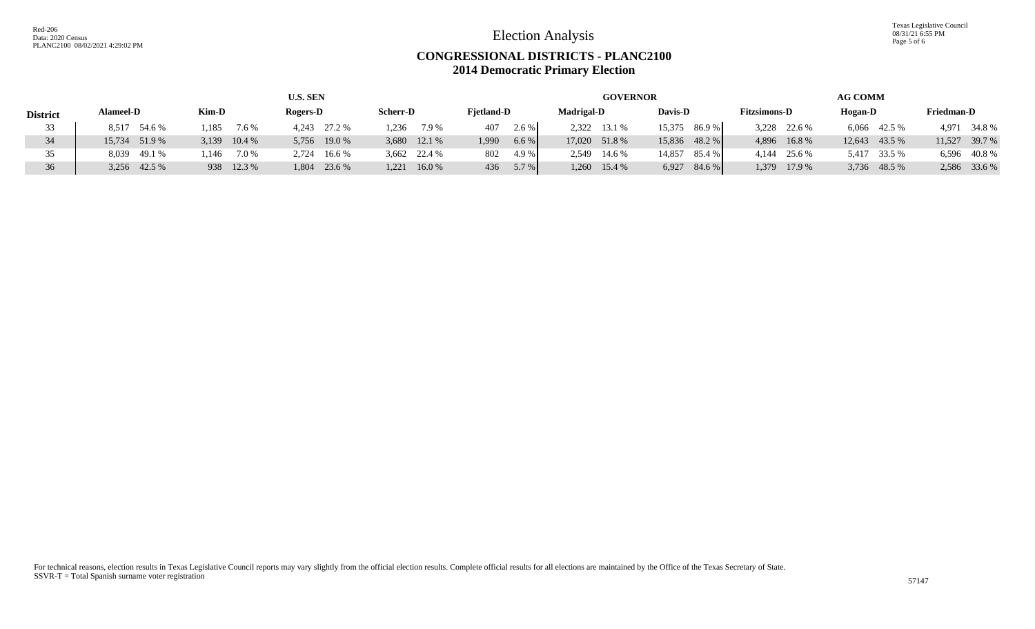# Election Analysis

## CONGRESSIONAL DISTRICTS - PLANC2100
## 2014 Democratic Primary Election

| District | U.S. SEN | | | | | | | | | | GOVERNOR | | | | AG COMM | | | | | |
|---|---|---|---|---|---|---|---|---|---|---|---|---|---|---|---|---|---|---|---|---|
| | Alameel-D | | Kim-D | | Rogers-D | | Scherr-D | | Fjetland-D | | Madrigal-D | | Davis-D | | Fitzsimons-D | | Hogan-D | | Friedman-D | |
| 33 | 8,517 | 54.6 % | 1,185 | 7.6 % | 4,243 | 27.2 % | 1,236 | 7.9 % | 407 | 2.6 % | 2,322 | 13.1 % | 15,375 | 86.9 % | 3,228 | 22.6 % | 6,066 | 42.5 % | 4,971 | 34.8 % |
| 34 | 15,734 | 51.9 % | 3,139 | 10.4 % | 5,756 | 19.0 % | 3,680 | 12.1 % | 1,990 | 6.6 % | 17,020 | 51.8 % | 15,836 | 48.2 % | 4,896 | 16.8 % | 12,643 | 43.5 % | 11,527 | 39.7 % |
| 35 | 8,039 | 49.1 % | 1,146 | 7.0 % | 2,724 | 16.6 % | 3,662 | 22.4 % | 802 | 4.9 % | 2,549 | 14.6 % | 14,857 | 85.4 % | 4,144 | 25.6 % | 5,417 | 33.5 % | 6,596 | 40.8 % |
| 36 | 3,256 | 42.5 % | 938 | 12.3 % | 1,804 | 23.6 % | 1,221 | 16.0 % | 436 | 5.7 % | 1,260 | 15.4 % | 6,927 | 84.6 % | 1,379 | 17.9 % | 3,736 | 48.5 % | 2,586 | 33.6 % |

For technical reasons, election results in Texas Legislative Council reports may vary slightly from the official election results. Complete official results for all elections are maintained by the Office of the Texas Secretary of State.
SSVR-T = Total Spanish surname voter registration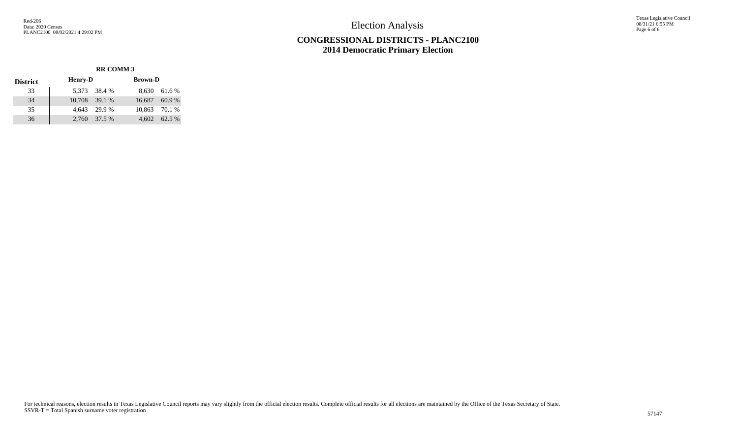# Election Analysis

## CONGRESSIONAL DISTRICTS - PLANC2100
## 2014 Democratic Primary Election

Red-206
Data: 2020 Census
PLANC2100 08/02/2021 4:29:02 PM

Texas Legislative Council
08/31/21 6:55 PM

**RR COMM 3**

| District | Henry-D | | Brown-D | |
|---|---|---|---|---|
| 33 | 5,373 | 38.4 % | 8,630 | 61.6 % |
| 34 | 10,708 | 39.1 % | 16,687 | 60.9 % |
| 35 | 4,643 | 29.9 % | 10,863 | 70.1 % |
| 36 | 2,760 | 37.5 % | 4,602 | 62.5 % |

For technical reasons, election results in Texas Legislative Council reports may vary slightly from the official election results. Complete official results for all elections are maintained by the Office of the Texas Secretary of State.
SSVR-T = Total Spanish surname voter registration

57147